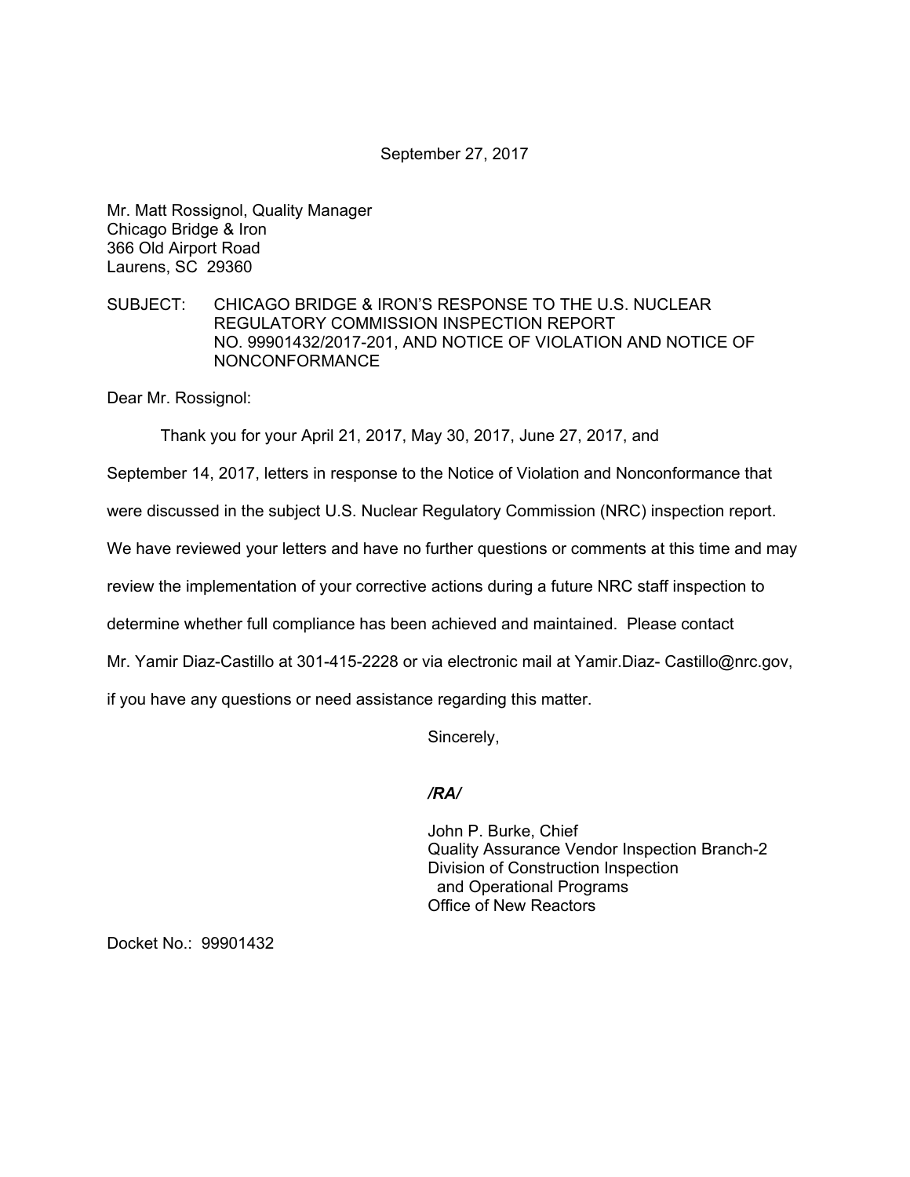September 27, 2017

Mr. Matt Rossignol, Quality Manager
Chicago Bridge & Iron
366 Old Airport Road
Laurens, SC 29360

SUBJECT: CHICAGO BRIDGE & IRON'S RESPONSE TO THE U.S. NUCLEAR REGULATORY COMMISSION INSPECTION REPORT NO. 99901432/2017-201, AND NOTICE OF VIOLATION AND NOTICE OF NONCONFORMANCE

Dear Mr. Rossignol:

Thank you for your April 21, 2017, May 30, 2017, June 27, 2017, and September 14, 2017, letters in response to the Notice of Violation and Nonconformance that were discussed in the subject U.S. Nuclear Regulatory Commission (NRC) inspection report. We have reviewed your letters and have no further questions or comments at this time and may review the implementation of your corrective actions during a future NRC staff inspection to determine whether full compliance has been achieved and maintained. Please contact Mr. Yamir Diaz-Castillo at 301-415-2228 or via electronic mail at Yamir.Diaz- Castillo@nrc.gov, if you have any questions or need assistance regarding this matter.

Sincerely,

*/RA/*

John P. Burke, Chief
Quality Assurance Vendor Inspection Branch-2
Division of Construction Inspection
and Operational Programs
Office of New Reactors

Docket No.: 99901432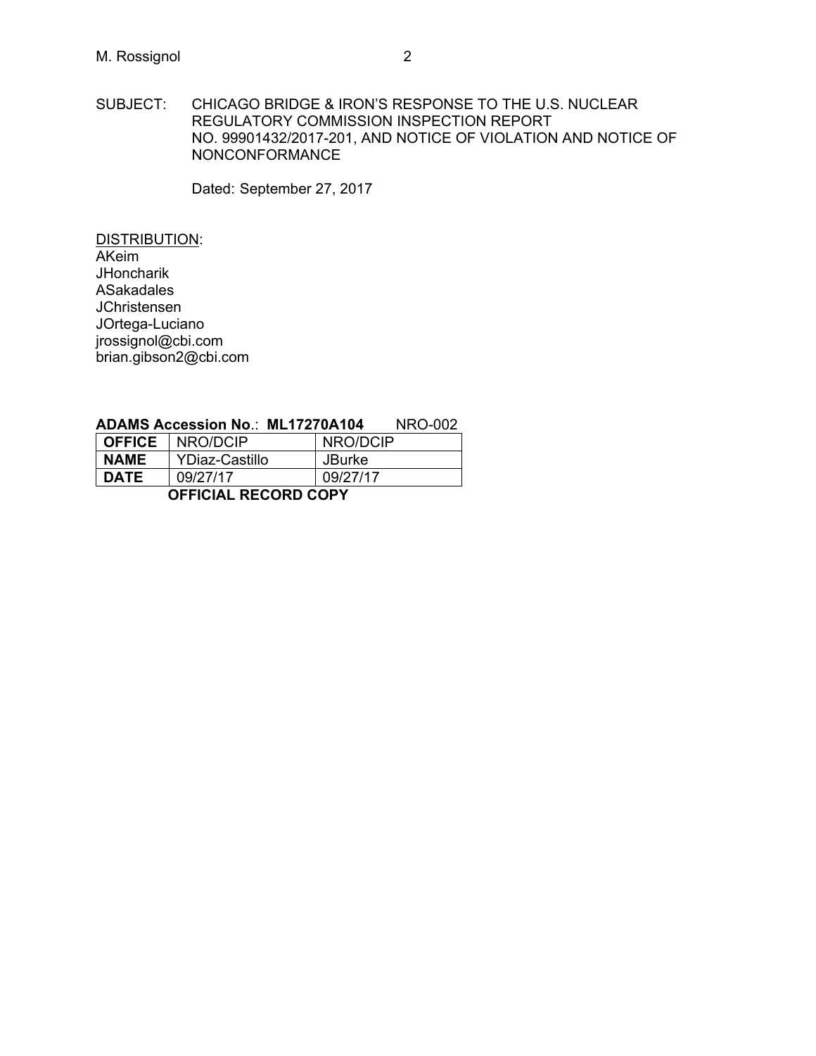SUBJECT: CHICAGO BRIDGE & IRON'S RESPONSE TO THE U.S. NUCLEAR REGULATORY COMMISSION INSPECTION REPORT NO. 99901432/2017-201, AND NOTICE OF VIOLATION AND NOTICE OF NONCONFORMANCE

Dated: September 27, 2017

DISTRIBUTION:
AKeim
JHoncharik
ASakadales
JChristensen
JOrtega-Luciano
jrossignol@cbi.com
brian.gibson2@cbi.com

**ADAMS Accession No**.: **ML17270A104** NRO-002

| **OFFICE** | NRO/DCIP | NRO/DCIP |
|---|---|---|
| **NAME** | YDiaz-Castillo | JBurke |
| **DATE** | 09/27/17 | 09/27/17 |

**OFFICIAL RECORD COPY**